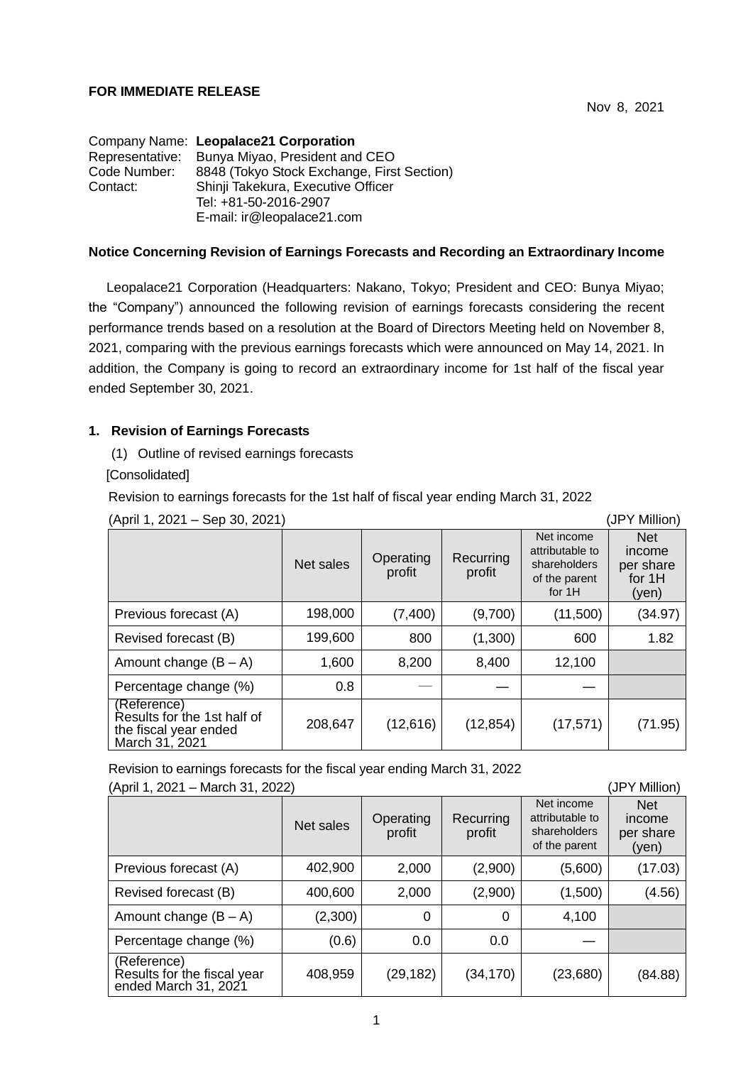**FOR IMMEDIATE RELEASE**

Nov 8, 2021

Company Name: **Leopalace21 Corporation**
Representative: Bunya Miyao, President and CEO
Code Number: 8848 (Tokyo Stock Exchange, First Section)
Contact: Shinji Takekura, Executive Officer
Tel: +81-50-2016-2907
E-mail: ir@leopalace21.com

## Notice Concerning Revision of Earnings Forecasts and Recording an Extraordinary Income

Leopalace21 Corporation (Headquarters: Nakano, Tokyo; President and CEO: Bunya Miyao; the "Company") announced the following revision of earnings forecasts considering the recent performance trends based on a resolution at the Board of Directors Meeting held on November 8, 2021, comparing with the previous earnings forecasts which were announced on May 14, 2021. In addition, the Company is going to record an extraordinary income for 1st half of the fiscal year ended September 30, 2021.

### 1. Revision of Earnings Forecasts

(1) Outline of revised earnings forecasts

[Consolidated]

Revision to earnings forecasts for the 1st half of fiscal year ending March 31, 2022

(April 1, 2021 – Sep 30, 2021) (JPY Million)

| | Net sales | Operating profit | Recurring profit | Net income attributable to shareholders of the parent for 1H | Net income per share for 1H (yen) |
|---|---|---|---|---|---|
| Previous forecast (A) | 198,000 | (7,400) | (9,700) | (11,500) | (34.97) |
| Revised forecast (B) | 199,600 | 800 | (1,300) | 600 | 1.82 |
| Amount change (B – A) | 1,600 | 8,200 | 8,400 | 12,100 | |
| Percentage change (%) | 0.8 | — | — | — | |
| (Reference) Results for the 1st half of the fiscal year ended March 31, 2021 | 208,647 | (12,616) | (12,854) | (17,571) | (71.95) |

Revision to earnings forecasts for the fiscal year ending March 31, 2022

(April 1, 2021 – March 31, 2022) (JPY Million)

| | Net sales | Operating profit | Recurring profit | Net income attributable to shareholders of the parent | Net income per share (yen) |
|---|---|---|---|---|---|
| Previous forecast (A) | 402,900 | 2,000 | (2,900) | (5,600) | (17.03) |
| Revised forecast (B) | 400,600 | 2,000 | (2,900) | (1,500) | (4.56) |
| Amount change (B – A) | (2,300) | 0 | 0 | 4,100 | |
| Percentage change (%) | (0.6) | 0.0 | 0.0 | — | |
| (Reference) Results for the fiscal year ended March 31, 2021 | 408,959 | (29,182) | (34,170) | (23,680) | (84.88) |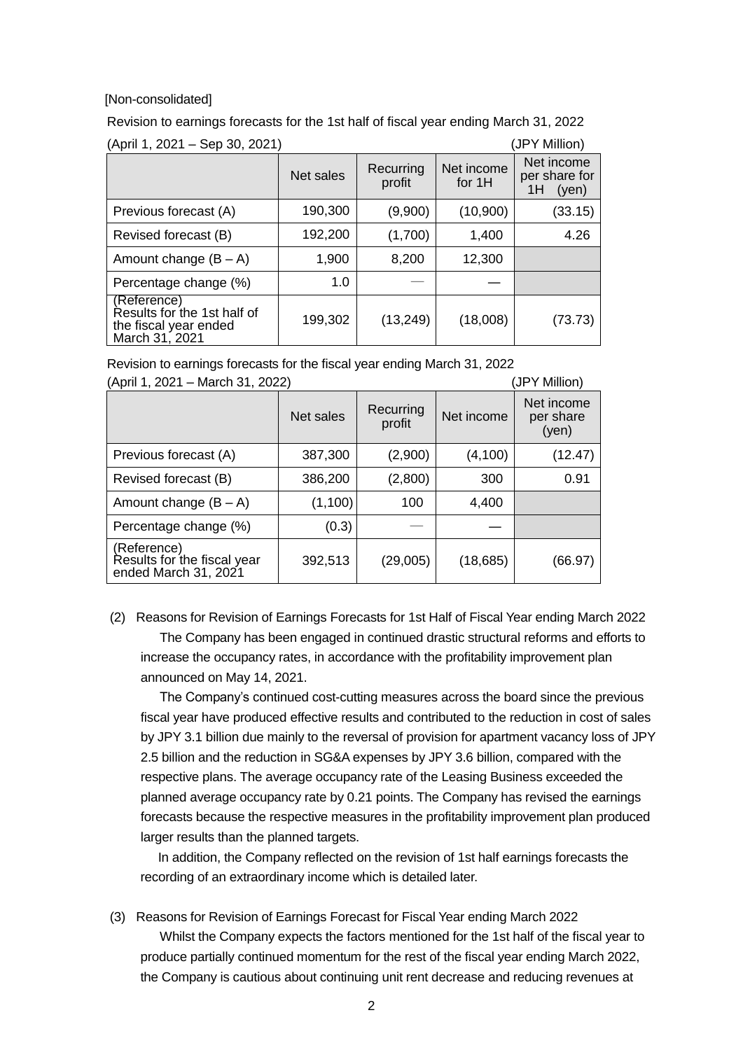[Non-consolidated]

Revision to earnings forecasts for the 1st half of fiscal year ending March 31, 2022

(April 1, 2021 – Sep 30, 2021) (JPY Million)

| | Net sales | Recurring profit | Net income for 1H | Net income per share for 1H (yen) |
|---|---|---|---|---|
| Previous forecast (A) | 190,300 | (9,900) | (10,900) | (33.15) |
| Revised forecast (B) | 192,200 | (1,700) | 1,400 | 4.26 |
| Amount change (B – A) | 1,900 | 8,200 | 12,300 | |
| Percentage change (%) | 1.0 | — | — | |
| (Reference) Results for the 1st half of the fiscal year ended March 31, 2021 | 199,302 | (13,249) | (18,008) | (73.73) |

Revision to earnings forecasts for the fiscal year ending March 31, 2022

(April 1, 2021 – March 31, 2022) (JPY Million)

| | Net sales | Recurring profit | Net income | Net income per share (yen) |
|---|---|---|---|---|
| Previous forecast (A) | 387,300 | (2,900) | (4,100) | (12.47) |
| Revised forecast (B) | 386,200 | (2,800) | 300 | 0.91 |
| Amount change (B – A) | (1,100) | 100 | 4,400 | |
| Percentage change (%) | (0.3) | — | — | |
| (Reference) Results for the fiscal year ended March 31, 2021 | 392,513 | (29,005) | (18,685) | (66.97) |

(2) Reasons for Revision of Earnings Forecasts for 1st Half of Fiscal Year ending March 2022

The Company has been engaged in continued drastic structural reforms and efforts to increase the occupancy rates, in accordance with the profitability improvement plan announced on May 14, 2021.

The Company's continued cost-cutting measures across the board since the previous fiscal year have produced effective results and contributed to the reduction in cost of sales by JPY 3.1 billion due mainly to the reversal of provision for apartment vacancy loss of JPY 2.5 billion and the reduction in SG&A expenses by JPY 3.6 billion, compared with the respective plans. The average occupancy rate of the Leasing Business exceeded the planned average occupancy rate by 0.21 points. The Company has revised the earnings forecasts because the respective measures in the profitability improvement plan produced larger results than the planned targets.

In addition, the Company reflected on the revision of 1st half earnings forecasts the recording of an extraordinary income which is detailed later.

(3) Reasons for Revision of Earnings Forecast for Fiscal Year ending March 2022

Whilst the Company expects the factors mentioned for the 1st half of the fiscal year to produce partially continued momentum for the rest of the fiscal year ending March 2022, the Company is cautious about continuing unit rent decrease and reducing revenues at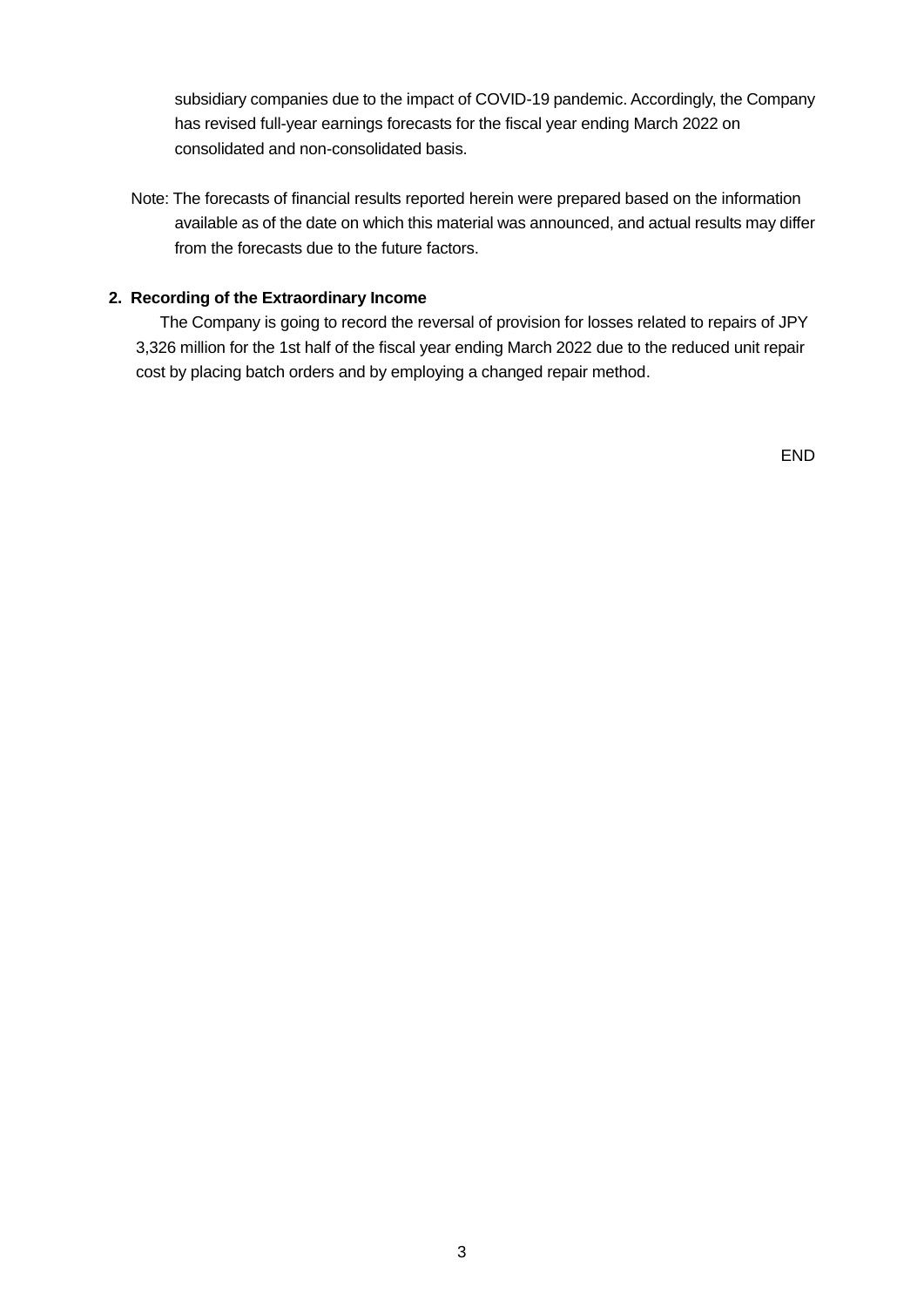subsidiary companies due to the impact of COVID-19 pandemic. Accordingly, the Company has revised full-year earnings forecasts for the fiscal year ending March 2022 on consolidated and non-consolidated basis.

Note: The forecasts of financial results reported herein were prepared based on the information available as of the date on which this material was announced, and actual results may differ from the forecasts due to the future factors.

**2. Recording of the Extraordinary Income**

The Company is going to record the reversal of provision for losses related to repairs of JPY 3,326 million for the 1st half of the fiscal year ending March 2022 due to the reduced unit repair cost by placing batch orders and by employing a changed repair method.

END